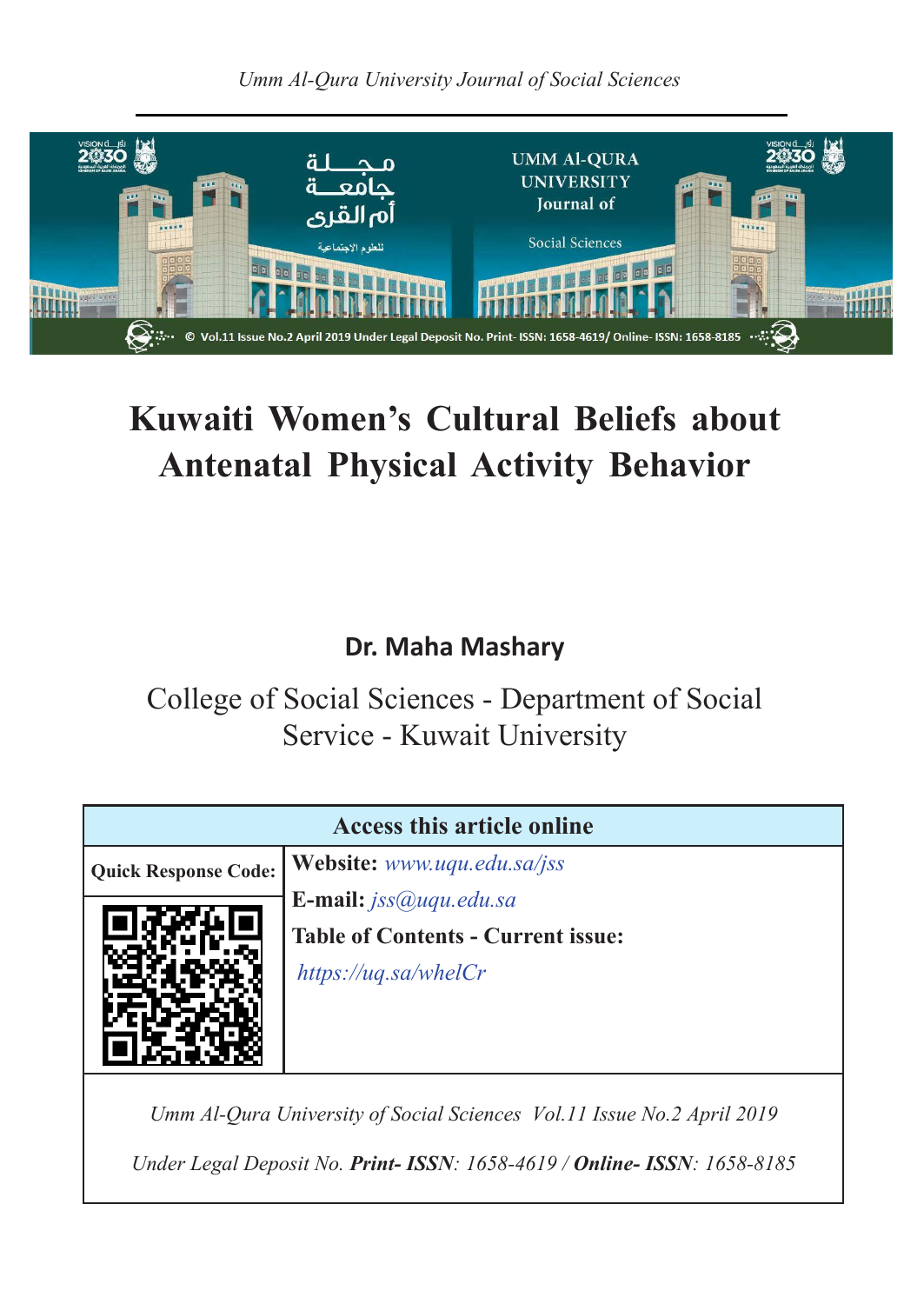# Kuwaiti Women's Cultural Beliefs about Antenatal Physical Activity Behavior

**Dr. Maha Mashary**

College of Social Sciences - Department of Social Service - Kuwait University

| Access this article online | |
|---|---|
| **Quick Response Code:** | **Website:** *www.uqu.edu.sa/jss* |
| | **E-mail:** *jss@uqu.edu.sa* |
| | **Table of Contents - Current issue:** *https://uq.sa/whelCr* |

*Umm Al-Qura University of Social Sciences Vol.11 Issue No.2 April 2019*

*Under Legal Deposit No.* ***Print- ISSN****: 1658-4619 /* ***Online- ISSN****: 1658-8185*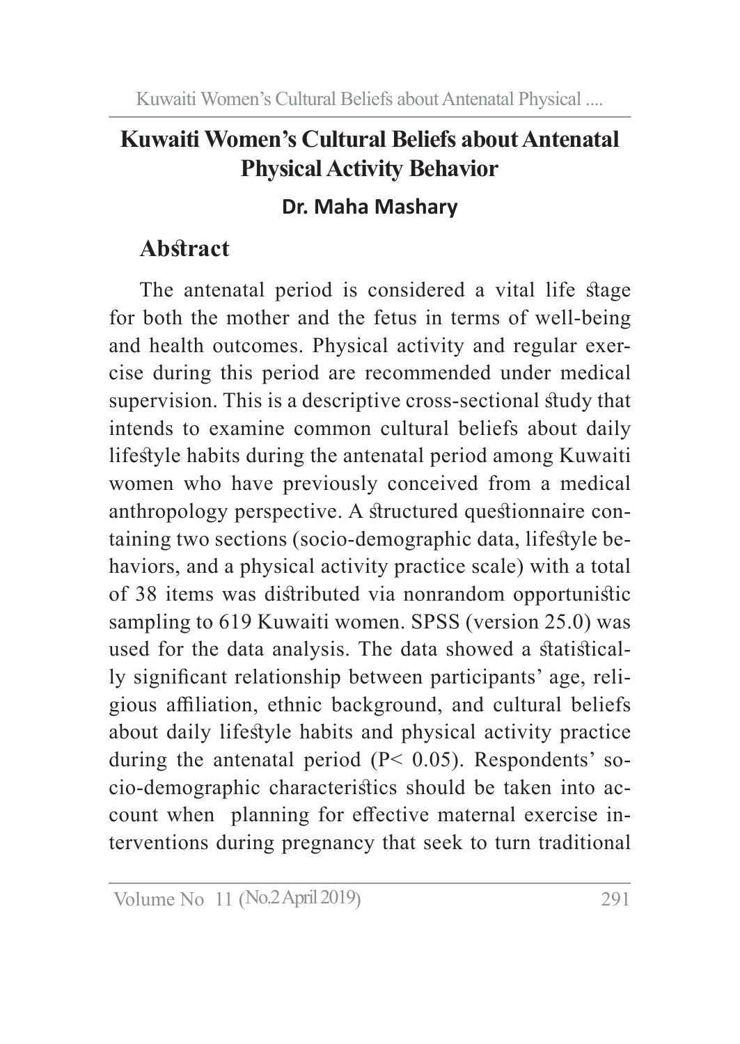# Kuwaiti Women's Cultural Beliefs about Antenatal Physical Activity Behavior

**Dr. Maha Mashary**

## Abstract

The antenatal period is considered a vital life stage for both the mother and the fetus in terms of well-being and health outcomes. Physical activity and regular exercise during this period are recommended under medical supervision. This is a descriptive cross-sectional study that intends to examine common cultural beliefs about daily lifestyle habits during the antenatal period among Kuwaiti women who have previously conceived from a medical anthropology perspective. A structured questionnaire containing two sections (socio-demographic data, lifestyle behaviors, and a physical activity practice scale) with a total of 38 items was distributed via nonrandom opportunistic sampling to 619 Kuwaiti women. SPSS (version 25.0) was used for the data analysis. The data showed a statistically significant relationship between participants' age, religious affiliation, ethnic background, and cultural beliefs about daily lifestyle habits and physical activity practice during the antenatal period ($P < 0.05$). Respondents' socio-demographic characteristics should be taken into account when planning for effective maternal exercise interventions during pregnancy that seek to turn traditional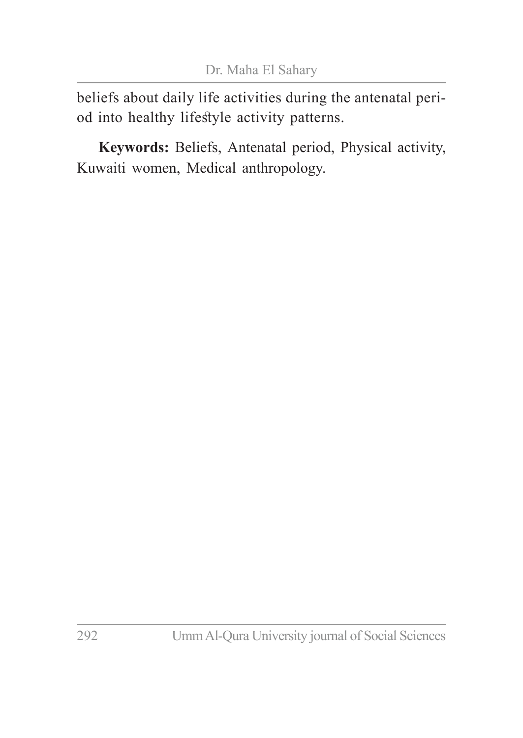beliefs about daily life activities during the antenatal period into healthy lifestyle activity patterns.

**Keywords:** Beliefs, Antenatal period, Physical activity, Kuwaiti women, Medical anthropology.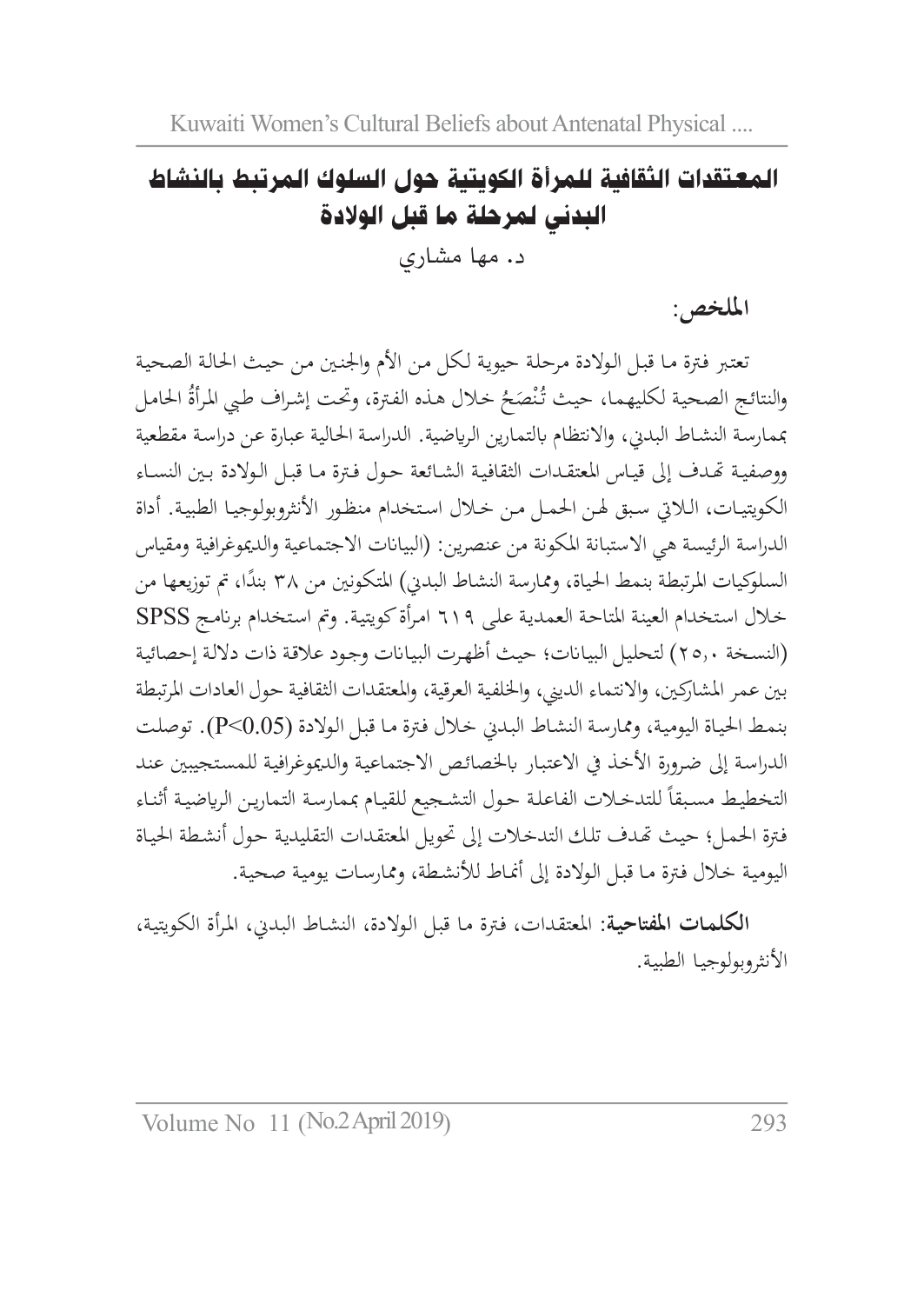# المعتقدات الثقافية للمرأة الكويتية حول السلوك المرتبط بالنشاط البدني لمرحلة ما قبل الولادة

د. مها مشاري

**الملخص:**

تعتبر فترة ما قبل الولادة مرحلة حيوية لكل من الأم والجنين من حيث الحالة الصحية والنتائج الصحية لكليهما، حيث تُنْصَحُ خلال هذه الفترة، وتحت إشراف طبي المرأةُ الحامل بممارسة النشاط البدني، والانتظام بالتمارين الرياضية. الدراسة الحالية عبارة عن دراسة مقطعية ووصفية تهدف إلى قياس المعتقدات الثقافية الشائعة حول فترة ما قبل الولادة بين النساء الكويتيات، اللاتي سبق لهن الحمل من خلال استخدام منظور الأنثروبولوجيا الطبية. أداة الدراسة الرئيسة هي الاستبانة المكونة من عنصرين: (البيانات الاجتماعية والديموغرافية ومقياس السلوكيات المرتبطة بنمط الحياة، وممارسة النشاط البدني) المتكونين من ٣٨ بندًا، تم توزيعها من خلال استخدام العينة المتاحة العمدية على ٦١٩ امرأة كويتية. وتم استخدام برنامج SPSS (النسخة ٢٥,٠) لتحليل البيانات؛ حيث أظهرت البيانات وجود علاقة ذات دلالة إحصائية بين عمر المشاركين، والانتماء الديني، والخلفية العرقية، والمعتقدات الثقافية حول العادات المرتبطة بنمط الحياة اليومية، وممارسة النشاط البدني خلال فترة ما قبل الولادة ($P<0.05$). توصلت الدراسة إلى ضرورة الأخذ في الاعتبار بالخصائص الاجتماعية والديموغرافية للمستجيبين عند التخطيط مسبقاً للتدخلات الفاعلة حول التشجيع للقيام بممارسة التمارين الرياضية أثناء فترة الحمل؛ حيث تهدف تلك التدخلات إلى تحويل المعتقدات التقليدية حول أنشطة الحياة اليومية خلال فترة ما قبل الولادة إلى أنماط للأنشطة، وممارسات يومية صحية.

**الكلمات المفتاحية:** المعتقدات، فترة ما قبل الولادة، النشاط البدني، المرأة الكويتية، الأنثروبولوجيا الطبية.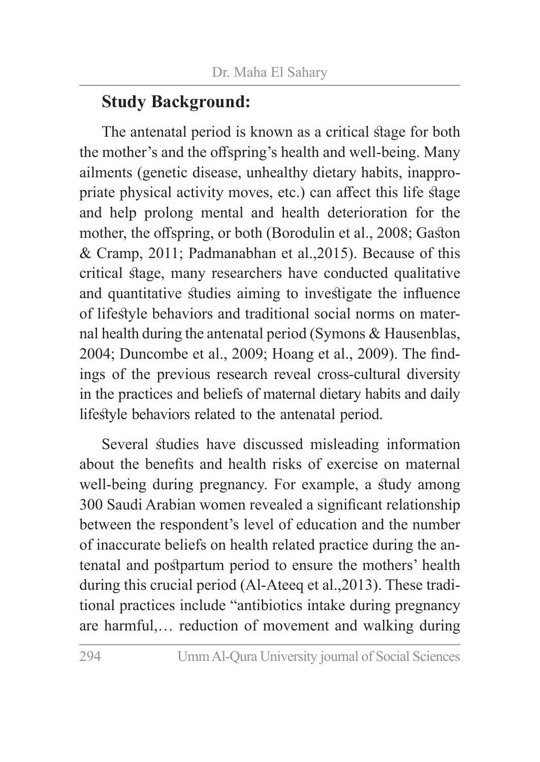## Study Background:

The antenatal period is known as a critical stage for both the mother's and the offspring's health and well-being. Many ailments (genetic disease, unhealthy dietary habits, inappropriate physical activity moves, etc.) can affect this life stage and help prolong mental and health deterioration for the mother, the offspring, or both (Borodulin et al., 2008; Gaston & Cramp, 2011; Padmanabhan et al.,2015). Because of this critical stage, many researchers have conducted qualitative and quantitative studies aiming to investigate the influence of lifestyle behaviors and traditional social norms on maternal health during the antenatal period (Symons & Hausenblas, 2004; Duncombe et al., 2009; Hoang et al., 2009). The findings of the previous research reveal cross-cultural diversity in the practices and beliefs of maternal dietary habits and daily lifestyle behaviors related to the antenatal period.

Several studies have discussed misleading information about the benefits and health risks of exercise on maternal well-being during pregnancy. For example, a study among 300 Saudi Arabian women revealed a significant relationship between the respondent's level of education and the number of inaccurate beliefs on health related practice during the antenatal and postpartum period to ensure the mothers' health during this crucial period (Al-Ateeq et al.,2013). These traditional practices include "antibiotics intake during pregnancy are harmful,… reduction of movement and walking during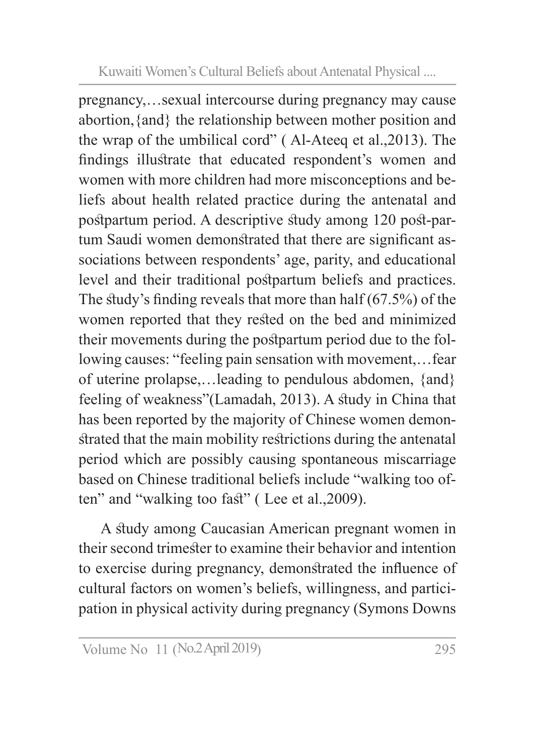pregnancy,…sexual intercourse during pregnancy may cause abortion,{and} the relationship between mother position and the wrap of the umbilical cord" ( Al-Ateeq et al.,2013). The findings illustrate that educated respondent's women and women with more children had more misconceptions and beliefs about health related practice during the antenatal and postpartum period. A descriptive study among 120 post-partum Saudi women demonstrated that there are significant associations between respondents' age, parity, and educational level and their traditional postpartum beliefs and practices. The study's finding reveals that more than half (67.5%) of the women reported that they rested on the bed and minimized their movements during the postpartum period due to the following causes: "feeling pain sensation with movement,…fear of uterine prolapse,…leading to pendulous abdomen, {and} feeling of weakness"(Lamadah, 2013). A study in China that has been reported by the majority of Chinese women demonstrated that the main mobility restrictions during the antenatal period which are possibly causing spontaneous miscarriage based on Chinese traditional beliefs include "walking too often" and "walking too fast" ( Lee et al.,2009).

A study among Caucasian American pregnant women in their second trimester to examine their behavior and intention to exercise during pregnancy, demonstrated the influence of cultural factors on women's beliefs, willingness, and participation in physical activity during pregnancy (Symons Downs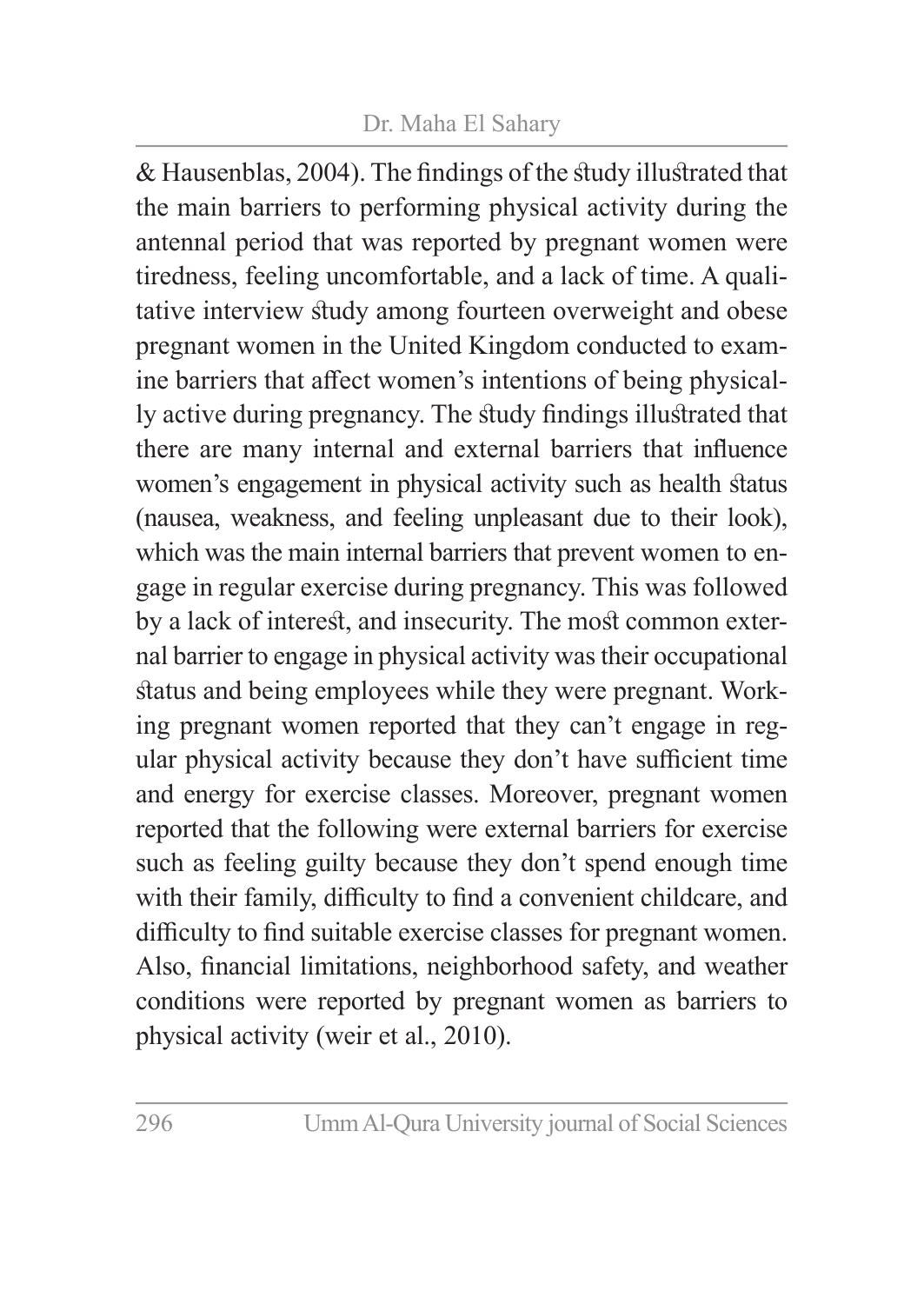& Hausenblas, 2004). The findings of the study illustrated that the main barriers to performing physical activity during the antennal period that was reported by pregnant women were tiredness, feeling uncomfortable, and a lack of time. A qualitative interview study among fourteen overweight and obese pregnant women in the United Kingdom conducted to examine barriers that affect women's intentions of being physically active during pregnancy. The study findings illustrated that there are many internal and external barriers that influence women's engagement in physical activity such as health status (nausea, weakness, and feeling unpleasant due to their look), which was the main internal barriers that prevent women to engage in regular exercise during pregnancy. This was followed by a lack of interest, and insecurity. The most common external barrier to engage in physical activity was their occupational status and being employees while they were pregnant. Working pregnant women reported that they can't engage in regular physical activity because they don't have sufficient time and energy for exercise classes. Moreover, pregnant women reported that the following were external barriers for exercise such as feeling guilty because they don't spend enough time with their family, difficulty to find a convenient childcare, and difficulty to find suitable exercise classes for pregnant women. Also, financial limitations, neighborhood safety, and weather conditions were reported by pregnant women as barriers to physical activity (weir et al., 2010).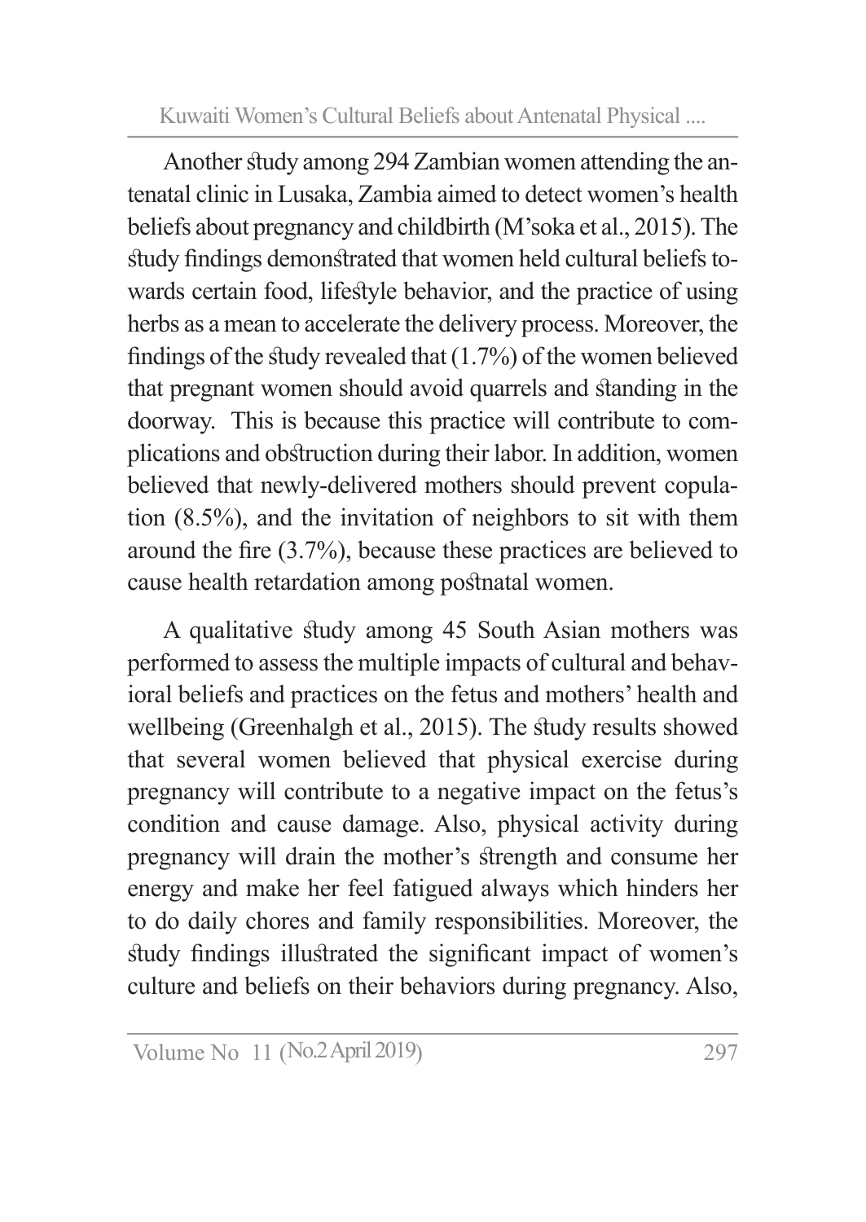Another study among 294 Zambian women attending the antenatal clinic in Lusaka, Zambia aimed to detect women's health beliefs about pregnancy and childbirth (M'soka et al., 2015). The study findings demonstrated that women held cultural beliefs towards certain food, lifestyle behavior, and the practice of using herbs as a mean to accelerate the delivery process. Moreover, the findings of the study revealed that (1.7%) of the women believed that pregnant women should avoid quarrels and standing in the doorway. This is because this practice will contribute to complications and obstruction during their labor. In addition, women believed that newly-delivered mothers should prevent copulation (8.5%), and the invitation of neighbors to sit with them around the fire (3.7%), because these practices are believed to cause health retardation among postnatal women.

A qualitative study among 45 South Asian mothers was performed to assess the multiple impacts of cultural and behavioral beliefs and practices on the fetus and mothers' health and wellbeing (Greenhalgh et al., 2015). The study results showed that several women believed that physical exercise during pregnancy will contribute to a negative impact on the fetus's condition and cause damage. Also, physical activity during pregnancy will drain the mother's strength and consume her energy and make her feel fatigued always which hinders her to do daily chores and family responsibilities. Moreover, the study findings illustrated the significant impact of women's culture and beliefs on their behaviors during pregnancy. Also,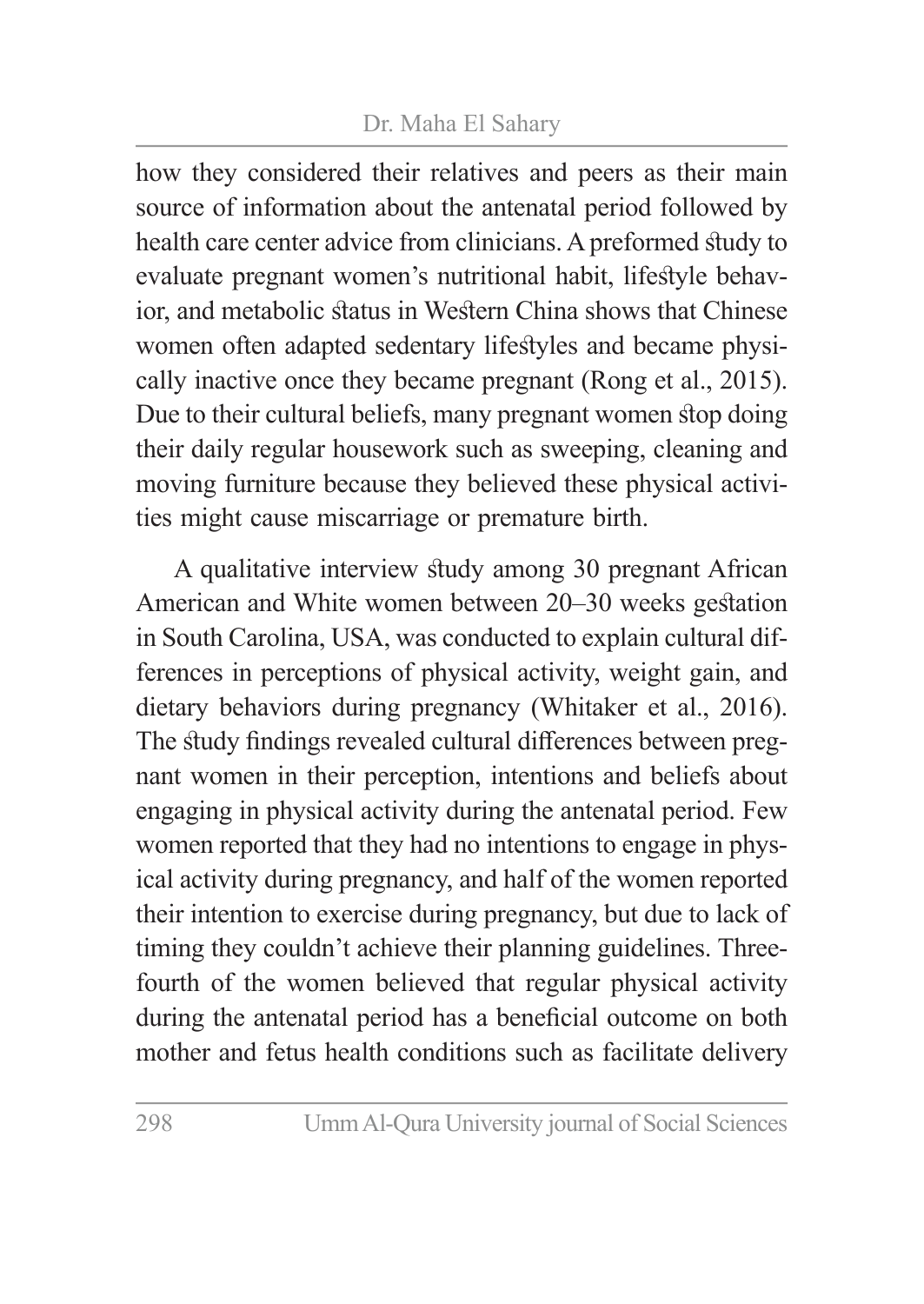how they considered their relatives and peers as their main source of information about the antenatal period followed by health care center advice from clinicians. A preformed study to evaluate pregnant women's nutritional habit, lifestyle behavior, and metabolic status in Western China shows that Chinese women often adapted sedentary lifestyles and became physically inactive once they became pregnant (Rong et al., 2015). Due to their cultural beliefs, many pregnant women stop doing their daily regular housework such as sweeping, cleaning and moving furniture because they believed these physical activities might cause miscarriage or premature birth.

A qualitative interview study among 30 pregnant African American and White women between 20–30 weeks gestation in South Carolina, USA, was conducted to explain cultural differences in perceptions of physical activity, weight gain, and dietary behaviors during pregnancy (Whitaker et al., 2016). The study findings revealed cultural differences between pregnant women in their perception, intentions and beliefs about engaging in physical activity during the antenatal period. Few women reported that they had no intentions to engage in physical activity during pregnancy, and half of the women reported their intention to exercise during pregnancy, but due to lack of timing they couldn't achieve their planning guidelines. Three-fourth of the women believed that regular physical activity during the antenatal period has a beneficial outcome on both mother and fetus health conditions such as facilitate delivery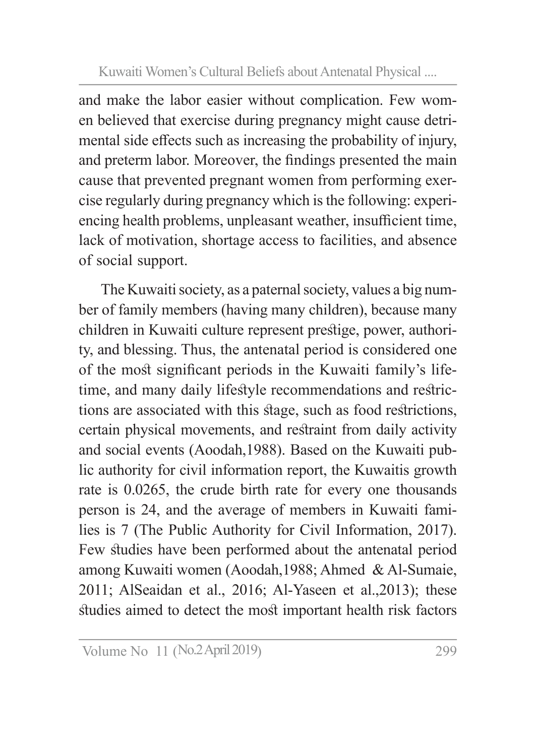and make the labor easier without complication. Few women believed that exercise during pregnancy might cause detrimental side effects such as increasing the probability of injury, and preterm labor. Moreover, the findings presented the main cause that prevented pregnant women from performing exercise regularly during pregnancy which is the following: experiencing health problems, unpleasant weather, insufficient time, lack of motivation, shortage access to facilities, and absence of social support.

The Kuwaiti society, as a paternal society, values a big number of family members (having many children), because many children in Kuwaiti culture represent prestige, power, authority, and blessing. Thus, the antenatal period is considered one of the most significant periods in the Kuwaiti family's lifetime, and many daily lifestyle recommendations and restrictions are associated with this stage, such as food restrictions, certain physical movements, and restraint from daily activity and social events (Aoodah,1988). Based on the Kuwaiti public authority for civil information report, the Kuwaitis growth rate is 0.0265, the crude birth rate for every one thousands person is 24, and the average of members in Kuwaiti families is 7 (The Public Authority for Civil Information, 2017). Few studies have been performed about the antenatal period among Kuwaiti women (Aoodah,1988; Ahmed & Al-Sumaie, 2011; AlSeaidan et al., 2016; Al-Yaseen et al.,2013); these studies aimed to detect the most important health risk factors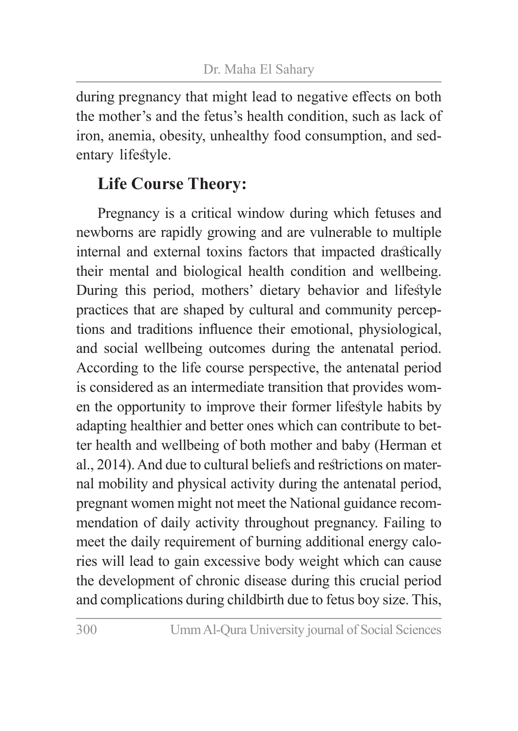during pregnancy that might lead to negative effects on both the mother's and the fetus's health condition, such as lack of iron, anemia, obesity, unhealthy food consumption, and sedentary lifestyle.

## Life Course Theory:

Pregnancy is a critical window during which fetuses and newborns are rapidly growing and are vulnerable to multiple internal and external toxins factors that impacted drastically their mental and biological health condition and wellbeing. During this period, mothers' dietary behavior and lifestyle practices that are shaped by cultural and community perceptions and traditions influence their emotional, physiological, and social wellbeing outcomes during the antenatal period. According to the life course perspective, the antenatal period is considered as an intermediate transition that provides women the opportunity to improve their former lifestyle habits by adapting healthier and better ones which can contribute to better health and wellbeing of both mother and baby (Herman et al., 2014). And due to cultural beliefs and restrictions on maternal mobility and physical activity during the antenatal period, pregnant women might not meet the National guidance recommendation of daily activity throughout pregnancy. Failing to meet the daily requirement of burning additional energy calories will lead to gain excessive body weight which can cause the development of chronic disease during this crucial period and complications during childbirth due to fetus boy size. This,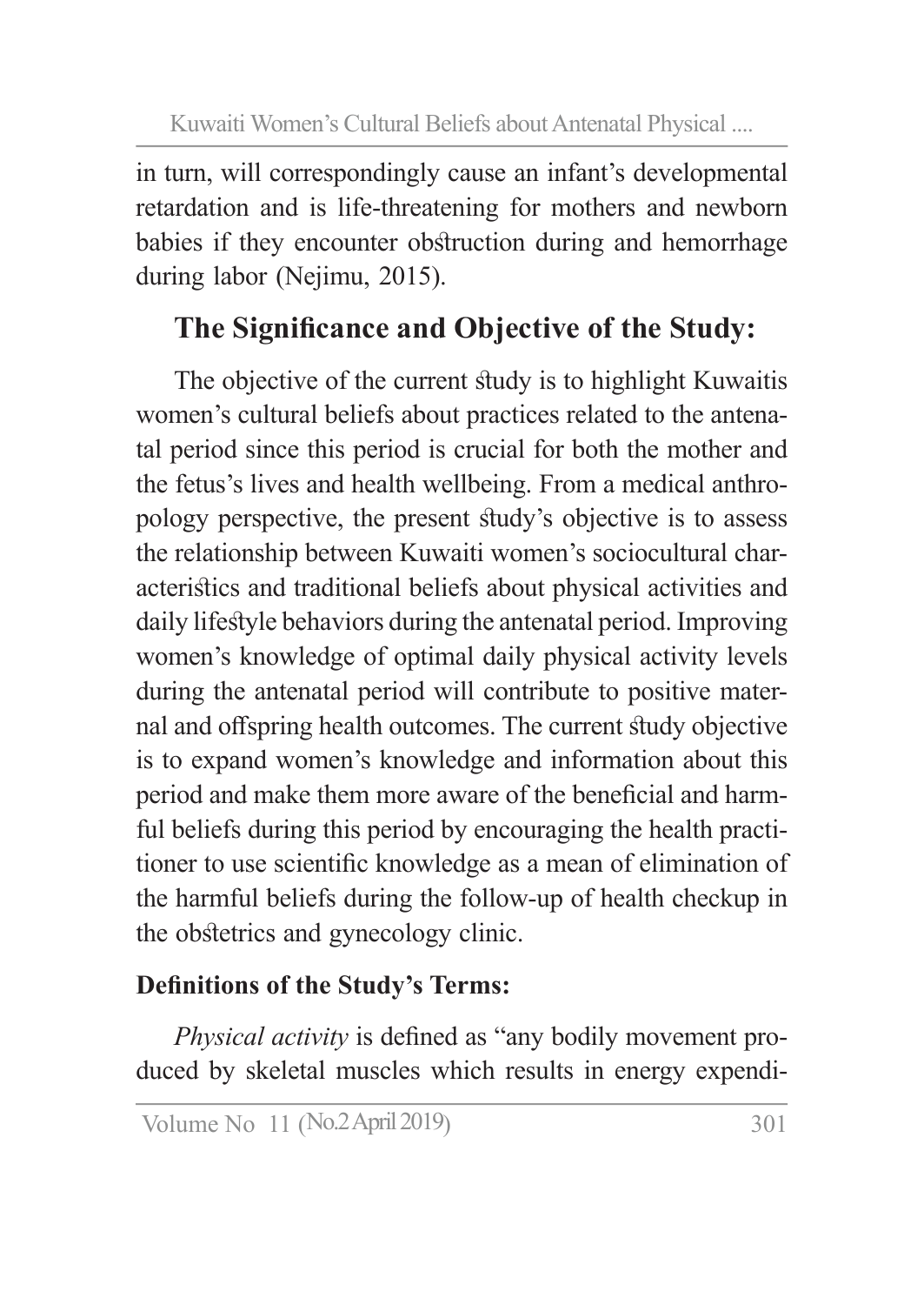in turn, will correspondingly cause an infant's developmental retardation and is life-threatening for mothers and newborn babies if they encounter obstruction during and hemorrhage during labor (Nejimu, 2015).

## The Significance and Objective of the Study:

The objective of the current study is to highlight Kuwaitis women's cultural beliefs about practices related to the antenatal period since this period is crucial for both the mother and the fetus's lives and health wellbeing. From a medical anthropology perspective, the present study's objective is to assess the relationship between Kuwaiti women's sociocultural characteristics and traditional beliefs about physical activities and daily lifestyle behaviors during the antenatal period. Improving women's knowledge of optimal daily physical activity levels during the antenatal period will contribute to positive maternal and offspring health outcomes. The current study objective is to expand women's knowledge and information about this period and make them more aware of the beneficial and harmful beliefs during this period by encouraging the health practitioner to use scientific knowledge as a mean of elimination of the harmful beliefs during the follow-up of health checkup in the obstetrics and gynecology clinic.

### Definitions of the Study's Terms:

*Physical activity* is defined as "any bodily movement produced by skeletal muscles which results in energy expendi-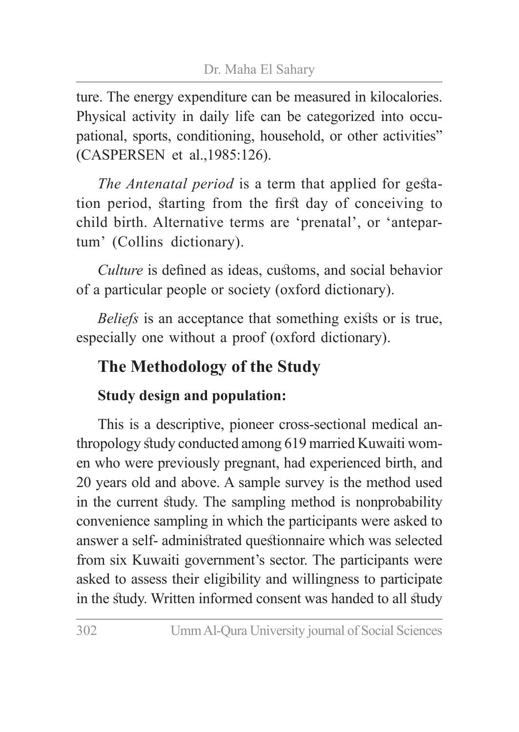ture. The energy expenditure can be measured in kilocalories. Physical activity in daily life can be categorized into occupational, sports, conditioning, household, or other activities” (CASPERSEN et al.,1985:126).

*The Antenatal period* is a term that applied for gestation period, starting from the first day of conceiving to child birth. Alternative terms are ‘prenatal’, or ‘antepartum’ (Collins dictionary).

*Culture* is defined as ideas, customs, and social behavior of a particular people or society (oxford dictionary).

*Beliefs* is an acceptance that something exists or is true, especially one without a proof (oxford dictionary).

## The Methodology of the Study

### Study design and population:

This is a descriptive, pioneer cross-sectional medical anthropology study conducted among 619 married Kuwaiti women who were previously pregnant, had experienced birth, and 20 years old and above. A sample survey is the method used in the current study. The sampling method is nonprobability convenience sampling in which the participants were asked to answer a self- administrated questionnaire which was selected from six Kuwaiti government’s sector. The participants were asked to assess their eligibility and willingness to participate in the study. Written informed consent was handed to all study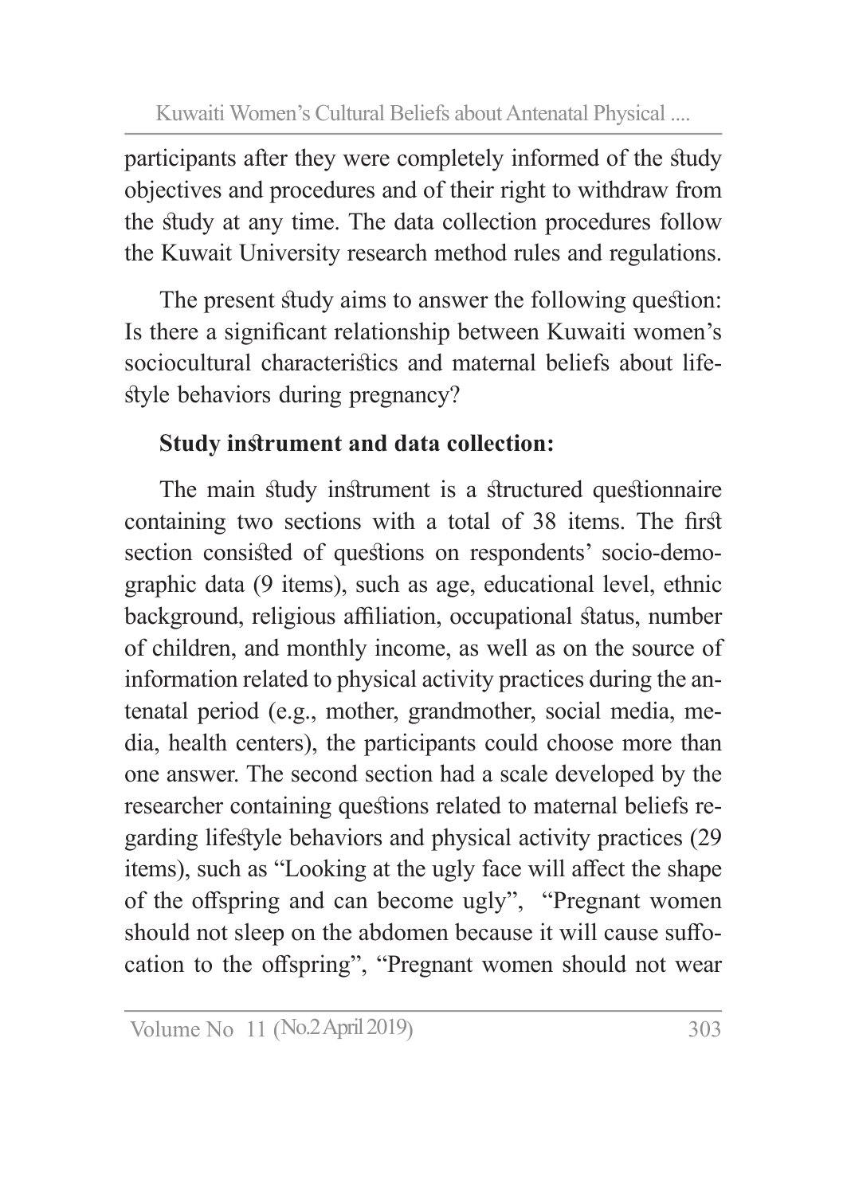participants after they were completely informed of the study objectives and procedures and of their right to withdraw from the study at any time. The data collection procedures follow the Kuwait University research method rules and regulations.

The present study aims to answer the following question: Is there a significant relationship between Kuwaiti women's sociocultural characteristics and maternal beliefs about lifestyle behaviors during pregnancy?

**Study instrument and data collection:**

The main study instrument is a structured questionnaire containing two sections with a total of 38 items. The first section consisted of questions on respondents' socio-demographic data (9 items), such as age, educational level, ethnic background, religious affiliation, occupational status, number of children, and monthly income, as well as on the source of information related to physical activity practices during the antenatal period (e.g., mother, grandmother, social media, media, health centers), the participants could choose more than one answer. The second section had a scale developed by the researcher containing questions related to maternal beliefs regarding lifestyle behaviors and physical activity practices (29 items), such as "Looking at the ugly face will affect the shape of the offspring and can become ugly", "Pregnant women should not sleep on the abdomen because it will cause suffocation to the offspring", "Pregnant women should not wear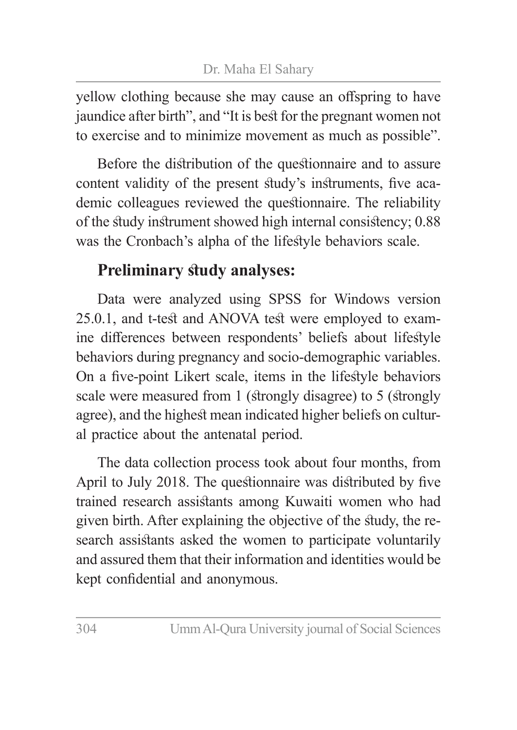yellow clothing because she may cause an offspring to have jaundice after birth", and "It is best for the pregnant women not to exercise and to minimize movement as much as possible".

Before the distribution of the questionnaire and to assure content validity of the present study's instruments, five academic colleagues reviewed the questionnaire. The reliability of the study instrument showed high internal consistency; 0.88 was the Cronbach's alpha of the lifestyle behaviors scale.

### Preliminary study analyses:

Data were analyzed using SPSS for Windows version 25.0.1, and t-test and ANOVA test were employed to examine differences between respondents' beliefs about lifestyle behaviors during pregnancy and socio-demographic variables. On a five-point Likert scale, items in the lifestyle behaviors scale were measured from 1 (strongly disagree) to 5 (strongly agree), and the highest mean indicated higher beliefs on cultural practice about the antenatal period.

The data collection process took about four months, from April to July 2018. The questionnaire was distributed by five trained research assistants among Kuwaiti women who had given birth. After explaining the objective of the study, the research assistants asked the women to participate voluntarily and assured them that their information and identities would be kept confidential and anonymous.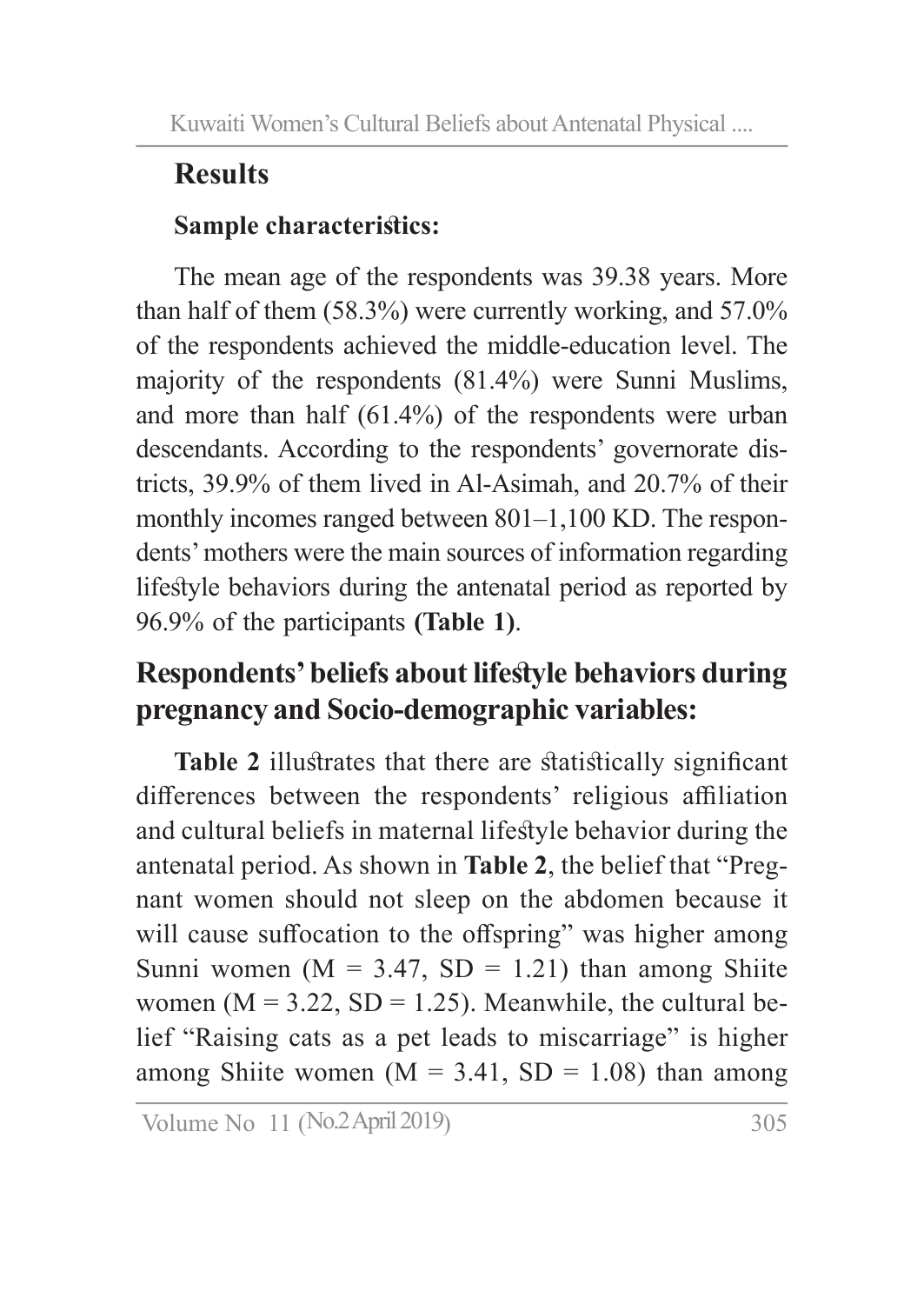## Results

### Sample characteristics:

The mean age of the respondents was 39.38 years. More than half of them (58.3%) were currently working, and 57.0% of the respondents achieved the middle-education level. The majority of the respondents (81.4%) were Sunni Muslims, and more than half (61.4%) of the respondents were urban descendants. According to the respondents' governorate districts, 39.9% of them lived in Al-Asimah, and 20.7% of their monthly incomes ranged between 801–1,100 KD. The respondents' mothers were the main sources of information regarding lifestyle behaviors during the antenatal period as reported by 96.9% of the participants **(Table 1)**.

## Respondents' beliefs about lifestyle behaviors during pregnancy and Socio-demographic variables:

**Table 2** illustrates that there are statistically significant differences between the respondents' religious affiliation and cultural beliefs in maternal lifestyle behavior during the antenatal period. As shown in **Table 2**, the belief that "Pregnant women should not sleep on the abdomen because it will cause suffocation to the offspring" was higher among Sunni women ($M = 3.47$, $SD = 1.21$) than among Shiite women ($M = 3.22$, $SD = 1.25$). Meanwhile, the cultural belief "Raising cats as a pet leads to miscarriage" is higher among Shiite women ($M = 3.41$, $SD = 1.08$) than among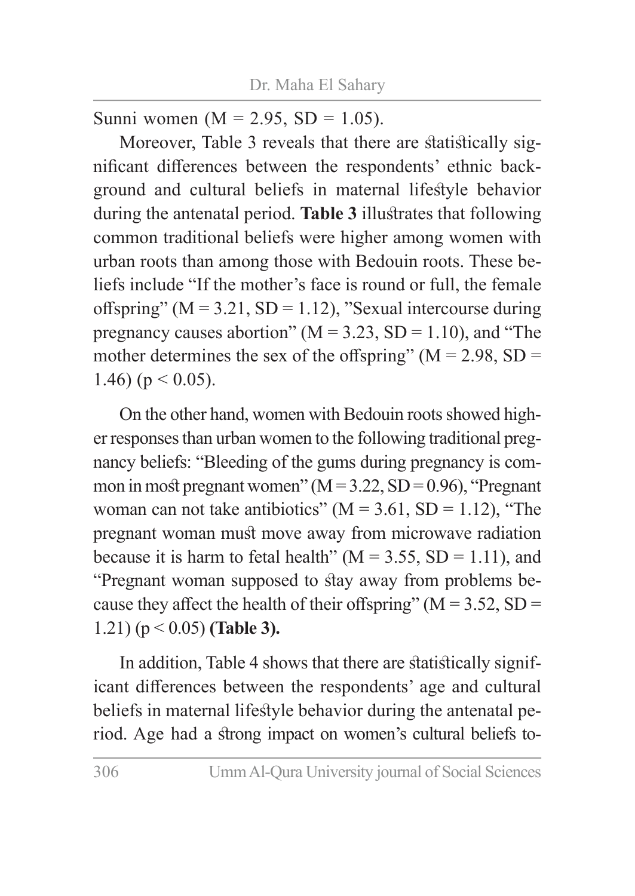Sunni women (M = 2.95, SD = 1.05).

Moreover, Table 3 reveals that there are statistically significant differences between the respondents' ethnic background and cultural beliefs in maternal lifestyle behavior during the antenatal period. **Table 3** illustrates that following common traditional beliefs were higher among women with urban roots than among those with Bedouin roots. These beliefs include "If the mother's face is round or full, the female offspring" (M = 3.21, SD = 1.12), "Sexual intercourse during pregnancy causes abortion" (M = 3.23, SD = 1.10), and "The mother determines the sex of the offspring" (M = 2.98, SD = 1.46) ($p < 0.05$).

On the other hand, women with Bedouin roots showed higher responses than urban women to the following traditional pregnancy beliefs: "Bleeding of the gums during pregnancy is common in most pregnant women" (M = 3.22, SD = 0.96), "Pregnant woman can not take antibiotics" (M = 3.61, SD = 1.12), "The pregnant woman must move away from microwave radiation because it is harm to fetal health" (M = 3.55, SD = 1.11), and "Pregnant woman supposed to stay away from problems because they affect the health of their offspring" (M = 3.52, SD = 1.21) ($p < 0.05$) **(Table 3).**

In addition, Table 4 shows that there are statistically significant differences between the respondents' age and cultural beliefs in maternal lifestyle behavior during the antenatal period. Age had a strong impact on women's cultural beliefs to-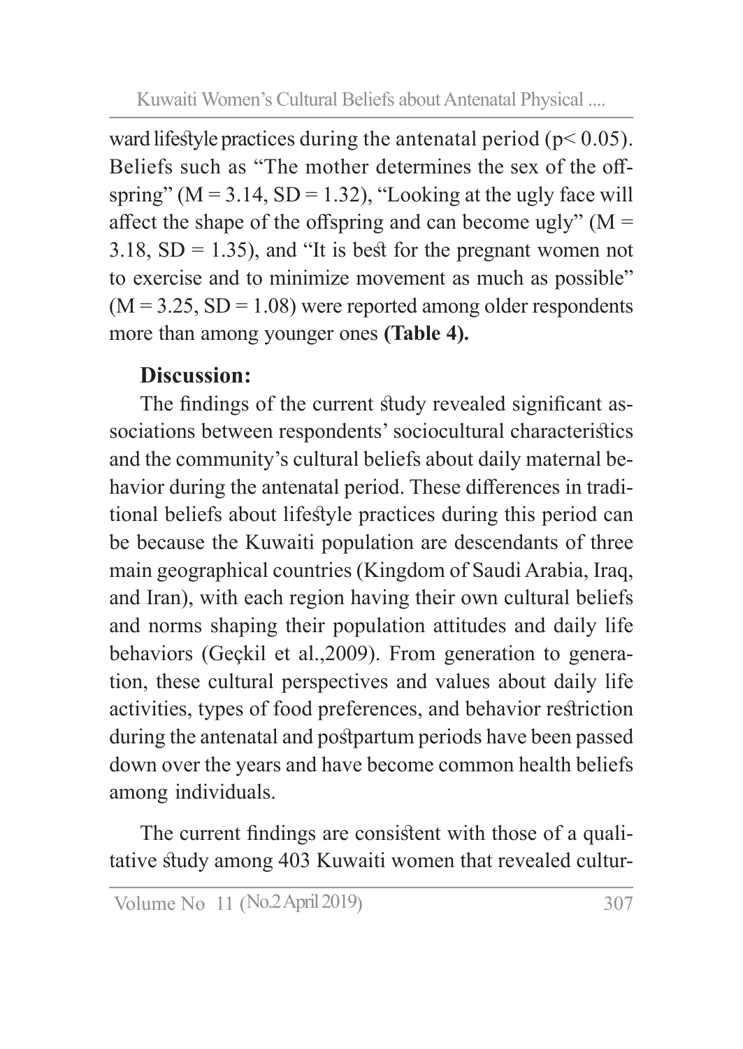ward lifestyle practices during the antenatal period ($p < 0.05$). Beliefs such as "The mother determines the sex of the offspring" ($M = 3.14$, $SD = 1.32$), "Looking at the ugly face will affect the shape of the offspring and can become ugly" ($M = 3.18$, $SD = 1.35$), and "It is best for the pregnant women not to exercise and to minimize movement as much as possible" ($M = 3.25$, $SD = 1.08$) were reported among older respondents more than among younger ones **(Table 4).**

## Discussion:

The findings of the current study revealed significant associations between respondents' sociocultural characteristics and the community's cultural beliefs about daily maternal behavior during the antenatal period. These differences in traditional beliefs about lifestyle practices during this period can be because the Kuwaiti population are descendants of three main geographical countries (Kingdom of Saudi Arabia, Iraq, and Iran), with each region having their own cultural beliefs and norms shaping their population attitudes and daily life behaviors (Geçkil et al.,2009). From generation to generation, these cultural perspectives and values about daily life activities, types of food preferences, and behavior restriction during the antenatal and postpartum periods have been passed down over the years and have become common health beliefs among individuals.

The current findings are consistent with those of a qualitative study among 403 Kuwaiti women that revealed cultur-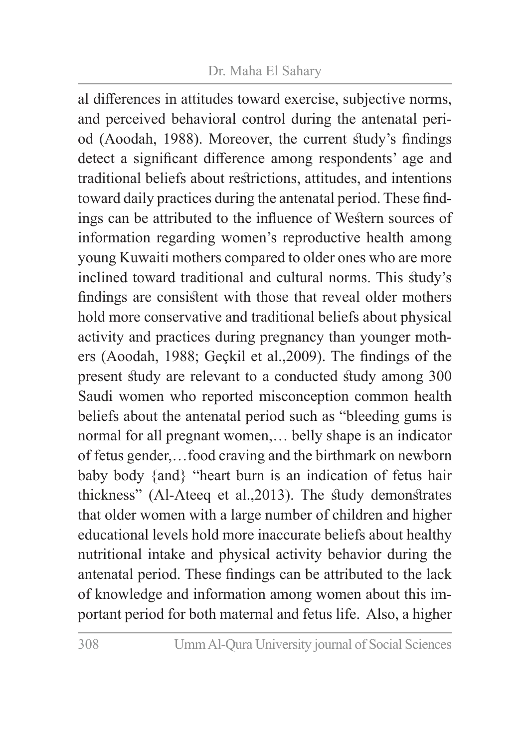al differences in attitudes toward exercise, subjective norms, and perceived behavioral control during the antenatal period (Aoodah, 1988). Moreover, the current study's findings detect a significant difference among respondents' age and traditional beliefs about restrictions, attitudes, and intentions toward daily practices during the antenatal period. These findings can be attributed to the influence of Western sources of information regarding women's reproductive health among young Kuwaiti mothers compared to older ones who are more inclined toward traditional and cultural norms. This study's findings are consistent with those that reveal older mothers hold more conservative and traditional beliefs about physical activity and practices during pregnancy than younger mothers (Aoodah, 1988; Geçkil et al.,2009). The findings of the present study are relevant to a conducted study among 300 Saudi women who reported misconception common health beliefs about the antenatal period such as "bleeding gums is normal for all pregnant women,… belly shape is an indicator of fetus gender,…food craving and the birthmark on newborn baby body {and} "heart burn is an indication of fetus hair thickness" (Al-Ateeq et al.,2013). The study demonstrates that older women with a large number of children and higher educational levels hold more inaccurate beliefs about healthy nutritional intake and physical activity behavior during the antenatal period. These findings can be attributed to the lack of knowledge and information among women about this important period for both maternal and fetus life. Also, a higher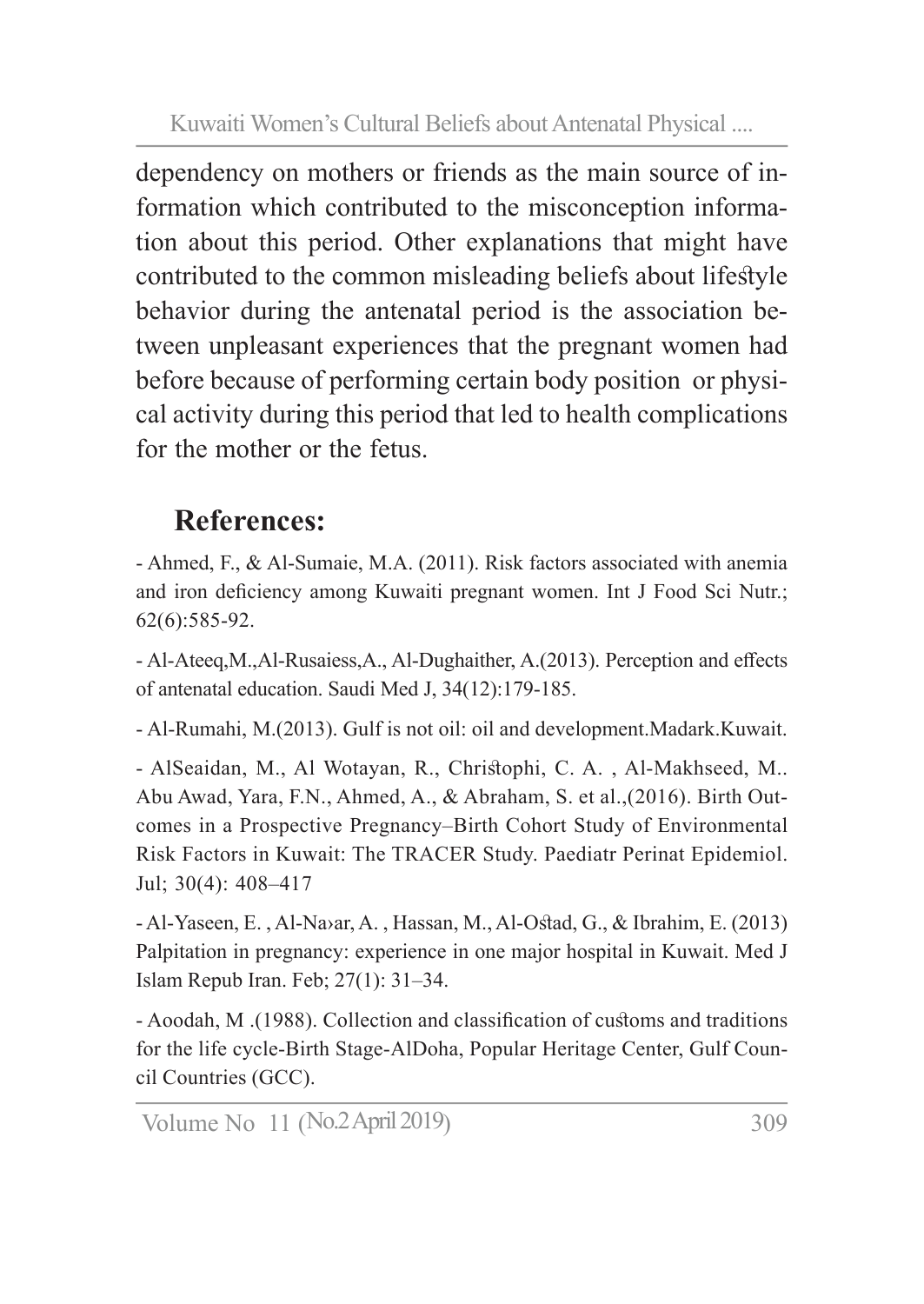dependency on mothers or friends as the main source of information which contributed to the misconception information about this period. Other explanations that might have contributed to the common misleading beliefs about lifestyle behavior during the antenatal period is the association between unpleasant experiences that the pregnant women had before because of performing certain body position or physical activity during this period that led to health complications for the mother or the fetus.

## References:

- Ahmed, F., & Al-Sumaie, M.A. (2011). Risk factors associated with anemia and iron deficiency among Kuwaiti pregnant women. Int J Food Sci Nutr.; 62(6):585-92.

- Al-Ateeq,M.,Al-Rusaiess,A., Al-Dughaither, A.(2013). Perception and effects of antenatal education. Saudi Med J, 34(12):179-185.

- Al-Rumahi, M.(2013). Gulf is not oil: oil and development.Madark.Kuwait.

- AlSeaidan, M., Al Wotayan, R., Christophi, C. A. , Al-Makhseed, M.. Abu Awad, Yara, F.N., Ahmed, A., & Abraham, S. et al.,(2016). Birth Outcomes in a Prospective Pregnancy–Birth Cohort Study of Environmental Risk Factors in Kuwait: The TRACER Study. Paediatr Perinat Epidemiol. Jul; 30(4): 408–417

- Al-Yaseen, E. , Al-Na›ar, A. , Hassan, M., Al-Ostad, G., & Ibrahim, E. (2013) Palpitation in pregnancy: experience in one major hospital in Kuwait. Med J Islam Repub Iran. Feb; 27(1): 31–34.

- Aoodah, M .(1988). Collection and classification of customs and traditions for the life cycle-Birth Stage-AlDoha, Popular Heritage Center, Gulf Council Countries (GCC).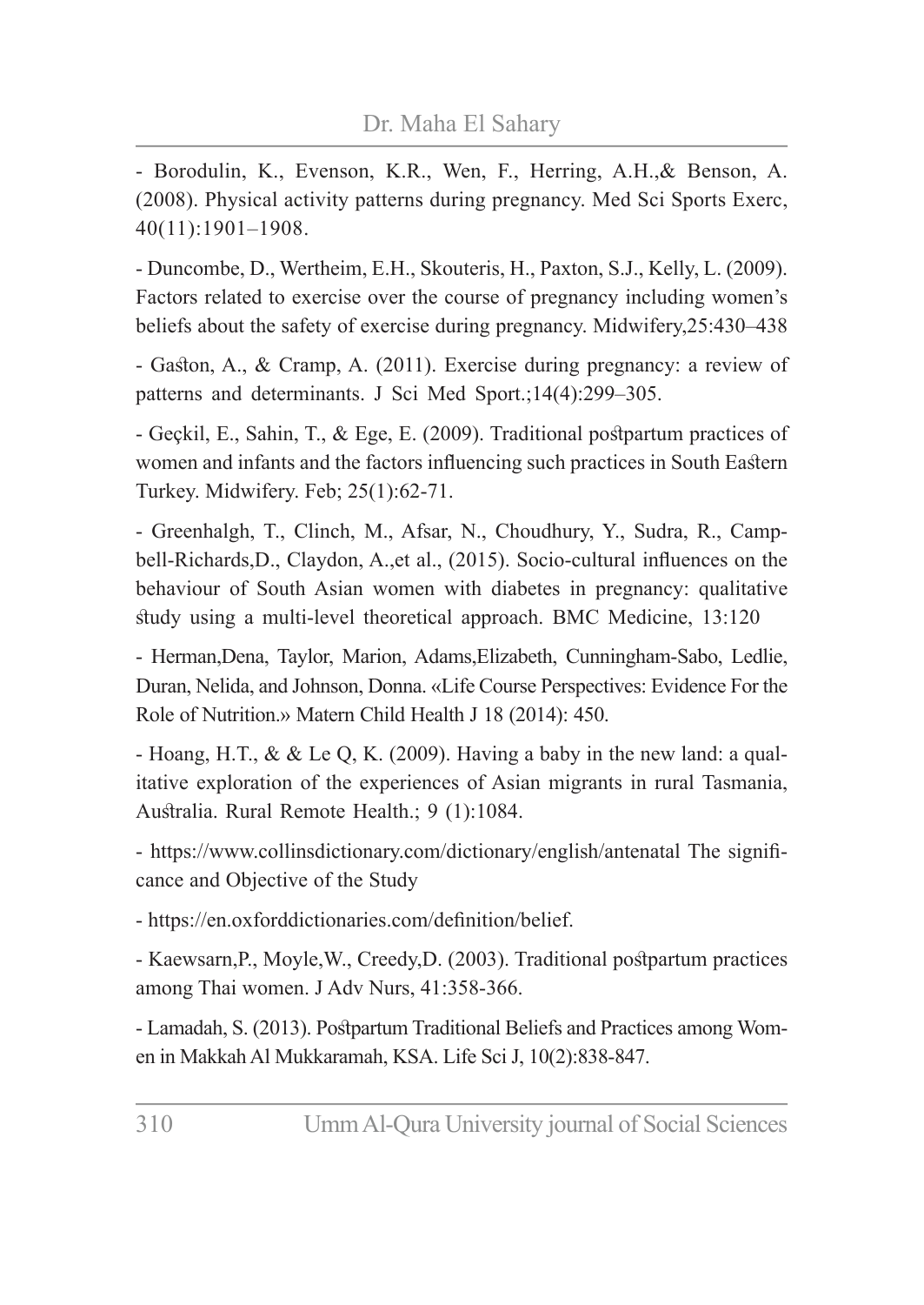- Borodulin, K., Evenson, K.R., Wen, F., Herring, A.H.,& Benson, A. (2008). Physical activity patterns during pregnancy. Med Sci Sports Exerc, 40(11):1901–1908.

- Duncombe, D., Wertheim, E.H., Skouteris, H., Paxton, S.J., Kelly, L. (2009). Factors related to exercise over the course of pregnancy including women's beliefs about the safety of exercise during pregnancy. Midwifery,25:430–438

- Gaston, A., & Cramp, A. (2011). Exercise during pregnancy: a review of patterns and determinants. J Sci Med Sport.;14(4):299–305.

- Geçkil, E., Sahin, T., & Ege, E. (2009). Traditional postpartum practices of women and infants and the factors influencing such practices in South Eastern Turkey. Midwifery. Feb; 25(1):62-71.

- Greenhalgh, T., Clinch, M., Afsar, N., Choudhury, Y., Sudra, R., Campbell-Richards,D., Claydon, A.,et al., (2015). Socio-cultural influences on the behaviour of South Asian women with diabetes in pregnancy: qualitative study using a multi-level theoretical approach. BMC Medicine, 13:120

- Herman,Dena, Taylor, Marion, Adams,Elizabeth, Cunningham-Sabo, Ledlie, Duran, Nelida, and Johnson, Donna. «Life Course Perspectives: Evidence For the Role of Nutrition.» Matern Child Health J 18 (2014): 450.

- Hoang, H.T., & & Le Q, K. (2009). Having a baby in the new land: a qualitative exploration of the experiences of Asian migrants in rural Tasmania, Australia. Rural Remote Health.; 9 (1):1084.

- https://www.collinsdictionary.com/dictionary/english/antenatal The significance and Objective of the Study

- https://en.oxforddictionaries.com/definition/belief.

- Kaewsarn,P., Moyle,W., Creedy,D. (2003). Traditional postpartum practices among Thai women. J Adv Nurs, 41:358-366.

- Lamadah, S. (2013). Postpartum Traditional Beliefs and Practices among Women in Makkah Al Mukkaramah, KSA. Life Sci J, 10(2):838-847.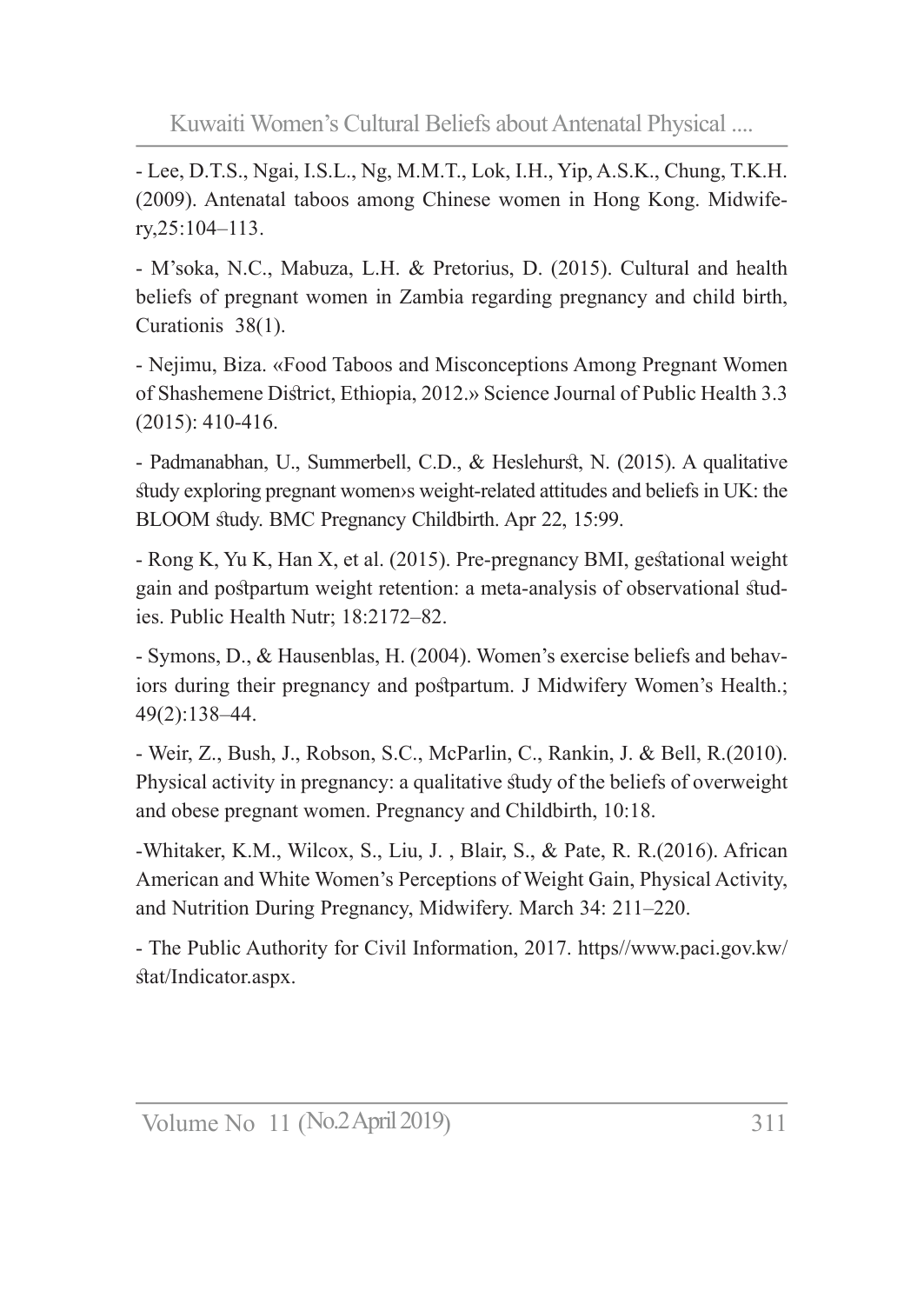- Lee, D.T.S., Ngai, I.S.L., Ng, M.M.T., Lok, I.H., Yip, A.S.K., Chung, T.K.H. (2009). Antenatal taboos among Chinese women in Hong Kong. Midwifery,25:104–113.

- M'soka, N.C., Mabuza, L.H. & Pretorius, D. (2015). Cultural and health beliefs of pregnant women in Zambia regarding pregnancy and child birth, Curationis 38(1).

- Nejimu, Biza. «Food Taboos and Misconceptions Among Pregnant Women of Shashemene District, Ethiopia, 2012.» Science Journal of Public Health 3.3 (2015): 410-416.

- Padmanabhan, U., Summerbell, C.D., & Heslehurst, N. (2015). A qualitative study exploring pregnant women›s weight-related attitudes and beliefs in UK: the BLOOM study. BMC Pregnancy Childbirth. Apr 22, 15:99.

- Rong K, Yu K, Han X, et al. (2015). Pre-pregnancy BMI, gestational weight gain and postpartum weight retention: a meta-analysis of observational studies. Public Health Nutr; 18:2172–82.

- Symons, D., & Hausenblas, H. (2004). Women's exercise beliefs and behaviors during their pregnancy and postpartum. J Midwifery Women's Health.; 49(2):138–44.

- Weir, Z., Bush, J., Robson, S.C., McParlin, C., Rankin, J. & Bell, R.(2010). Physical activity in pregnancy: a qualitative study of the beliefs of overweight and obese pregnant women. Pregnancy and Childbirth, 10:18.

-Whitaker, K.M., Wilcox, S., Liu, J. , Blair, S., & Pate, R. R.(2016). African American and White Women's Perceptions of Weight Gain, Physical Activity, and Nutrition During Pregnancy, Midwifery. March 34: 211–220.

- The Public Authority for Civil Information, 2017. https//www.paci.gov.kw/stat/Indicator.aspx.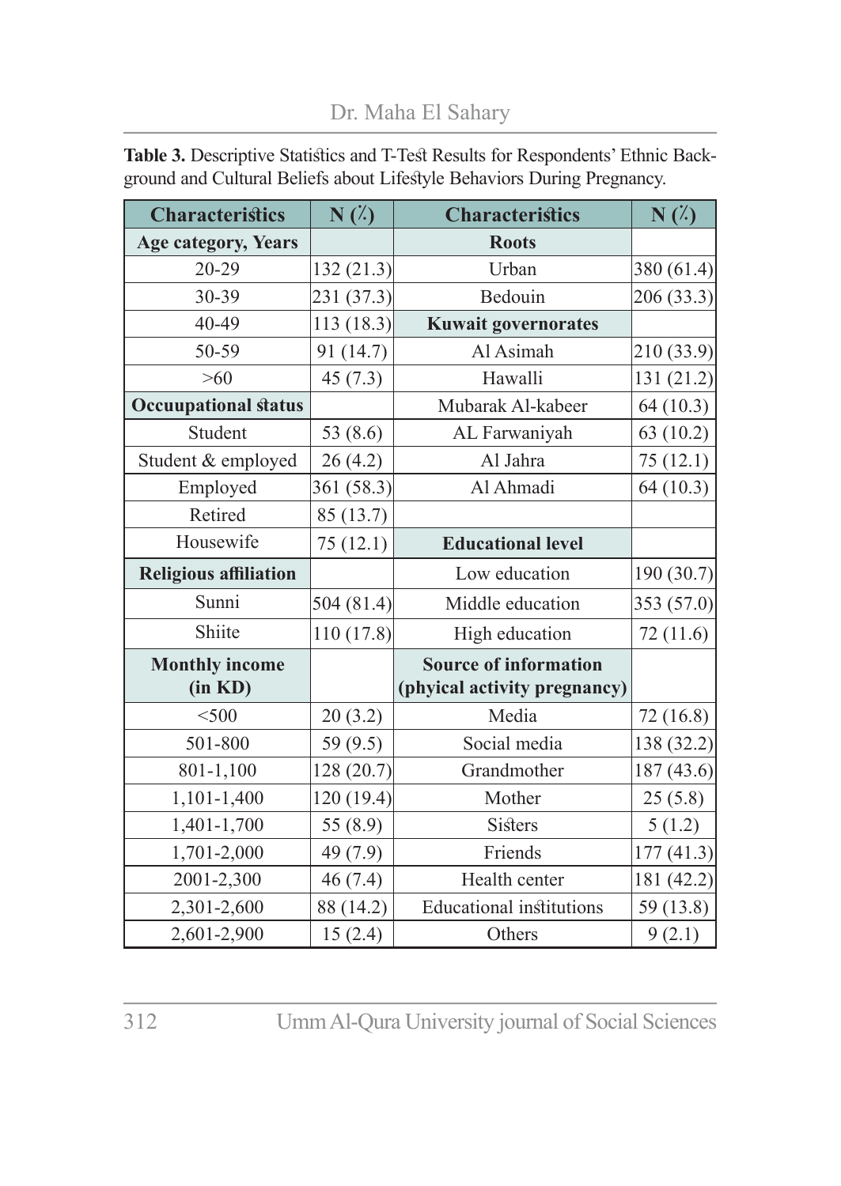**Table 3.** Descriptive Statistics and T-Test Results for Respondents' Ethnic Background and Cultural Beliefs about Lifestyle Behaviors During Pregnancy.

| Characteristics | N (%) | Characteristics | N (%) |
|---|---|---|---|
| **Age category, Years** | | **Roots** | |
| 20-29 | 132 (21.3) | Urban | 380 (61.4) |
| 30-39 | 231 (37.3) | Bedouin | 206 (33.3) |
| 40-49 | 113 (18.3) | **Kuwait governorates** | |
| 50-59 | 91 (14.7) | Al Asimah | 210 (33.9) |
| >60 | 45 (7.3) | Hawalli | 131 (21.2) |
| **Occuupational status** | | Mubarak Al-kabeer | 64 (10.3) |
| Student | 53 (8.6) | AL Farwaniyah | 63 (10.2) |
| Student & employed | 26 (4.2) | Al Jahra | 75 (12.1) |
| Employed | 361 (58.3) | Al Ahmadi | 64 (10.3) |
| Retired | 85 (13.7) | | |
| Housewife | 75 (12.1) | **Educational level** | |
| **Religious affiliation** | | Low education | 190 (30.7) |
| Sunni | 504 (81.4) | Middle education | 353 (57.0) |
| Shiite | 110 (17.8) | High education | 72 (11.6) |
| **Monthly income (in KD)** | | **Source of information (phyical activity pregnancy)** | |
| <500 | 20 (3.2) | Media | 72 (16.8) |
| 501-800 | 59 (9.5) | Social media | 138 (32.2) |
| 801-1,100 | 128 (20.7) | Grandmother | 187 (43.6) |
| 1,101-1,400 | 120 (19.4) | Mother | 25 (5.8) |
| 1,401-1,700 | 55 (8.9) | Sisters | 5 (1.2) |
| 1,701-2,000 | 49 (7.9) | Friends | 177 (41.3) |
| 2001-2,300 | 46 (7.4) | Health center | 181 (42.2) |
| 2,301-2,600 | 88 (14.2) | Educational institutions | 59 (13.8) |
| 2,601-2,900 | 15 (2.4) | Others | 9 (2.1) |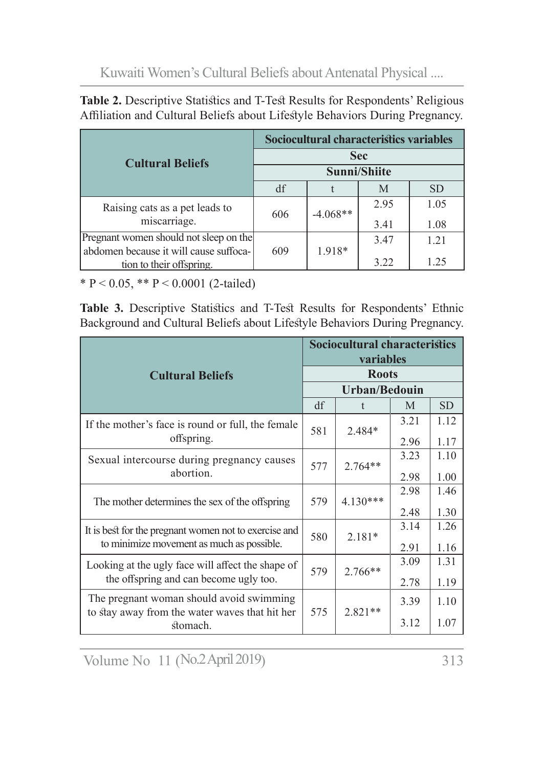**Table 2.** Descriptive Statistics and T-Test Results for Respondents' Religious Affiliation and Cultural Beliefs about Lifestyle Behaviors During Pregnancy.

| Cultural Beliefs | Sociocultural characteristics variables | | | |
|---|---|---|---|---|
| | Sec | | | |
| | Sunni/Shiite | | | |
| | df | t | M | SD |
| Raising cats as a pet leads to miscarriage. | 606 | -4.068** | 2.95<br>3.41 | 1.05<br>1.08 |
| Pregnant women should not sleep on the abdomen because it will cause suffocation to their offspring. | 609 | 1.918* | 3.47<br>3.22 | 1.21<br>1.25 |

* P < 0.05, ** P < 0.0001 (2-tailed)

**Table 3.** Descriptive Statistics and T-Test Results for Respondents' Ethnic Background and Cultural Beliefs about Lifestyle Behaviors During Pregnancy.

| Cultural Beliefs | Sociocultural characteristics variables | | | |
|---|---|---|---|---|
| | Roots | | | |
| | Urban/Bedouin | | | |
| | df | t | M | SD |
| If the mother's face is round or full, the female offspring. | 581 | 2.484* | 3.21<br>2.96 | 1.12<br>1.17 |
| Sexual intercourse during pregnancy causes abortion. | 577 | 2.764** | 3.23<br>2.98 | 1.10<br>1.00 |
| The mother determines the sex of the offspring | 579 | 4.130*** | 2.98<br>2.48 | 1.46<br>1.30 |
| It is best for the pregnant women not to exercise and to minimize movement as much as possible. | 580 | 2.181* | 3.14<br>2.91 | 1.26<br>1.16 |
| Looking at the ugly face will affect the shape of the offspring and can become ugly too. | 579 | 2.766** | 3.09<br>2.78 | 1.31<br>1.19 |
| The pregnant woman should avoid swimming to stay away from the water waves that hit her stomach. | 575 | 2.821** | 3.39<br>3.12 | 1.10<br>1.07 |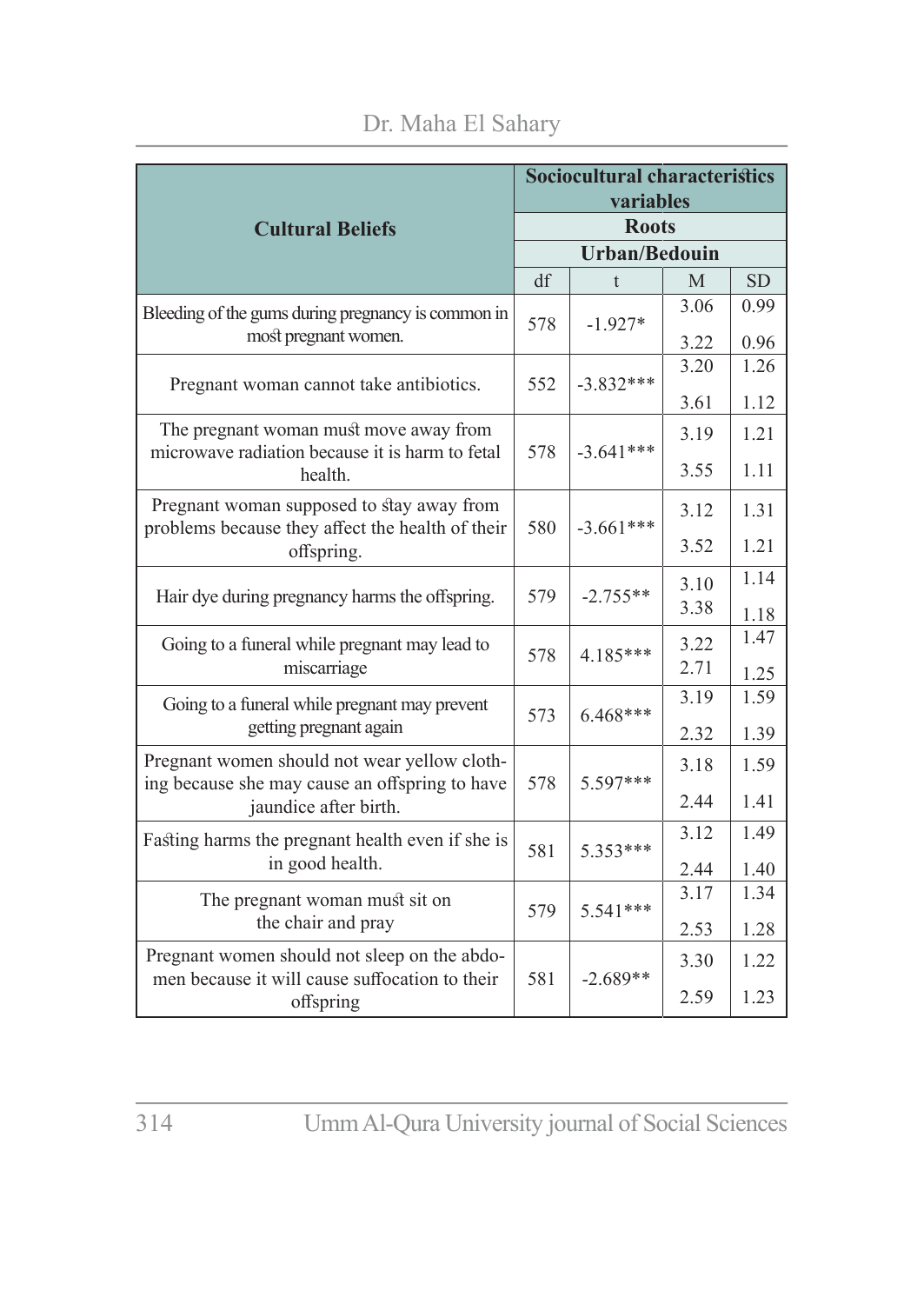| Cultural Beliefs | Sociocultural characteristics variables | | | |
|---|---|---|---|---|
| | Roots | | | |
| | Urban/Bedouin | | | |
| | df | t | M | SD |
| Bleeding of the gums during pregnancy is common in most pregnant women. | 578 | -1.927* | 3.06<br>3.22 | 0.99<br>0.96 |
| Pregnant woman cannot take antibiotics. | 552 | -3.832*** | 3.20<br>3.61 | 1.26<br>1.12 |
| The pregnant woman must move away from microwave radiation because it is harm to fetal health. | 578 | -3.641*** | 3.19<br>3.55 | 1.21<br>1.11 |
| Pregnant woman supposed to stay away from problems because they affect the health of their offspring. | 580 | -3.661*** | 3.12<br>3.52 | 1.31<br>1.21 |
| Hair dye during pregnancy harms the offspring. | 579 | -2.755** | 3.10<br>3.38 | 1.14<br>1.18 |
| Going to a funeral while pregnant may lead to miscarriage | 578 | 4.185*** | 3.22<br>2.71 | 1.47<br>1.25 |
| Going to a funeral while pregnant may prevent getting pregnant again | 573 | 6.468*** | 3.19<br>2.32 | 1.59<br>1.39 |
| Pregnant women should not wear yellow clothing because she may cause an offspring to have jaundice after birth. | 578 | 5.597*** | 3.18<br>2.44 | 1.59<br>1.41 |
| Fasting harms the pregnant health even if she is in good health. | 581 | 5.353*** | 3.12<br>2.44 | 1.49<br>1.40 |
| The pregnant woman must sit on the chair and pray | 579 | 5.541*** | 3.17<br>2.53 | 1.34<br>1.28 |
| Pregnant women should not sleep on the abdomen because it will cause suffocation to their offspring | 581 | -2.689** | 3.30<br>2.59 | 1.22<br>1.23 |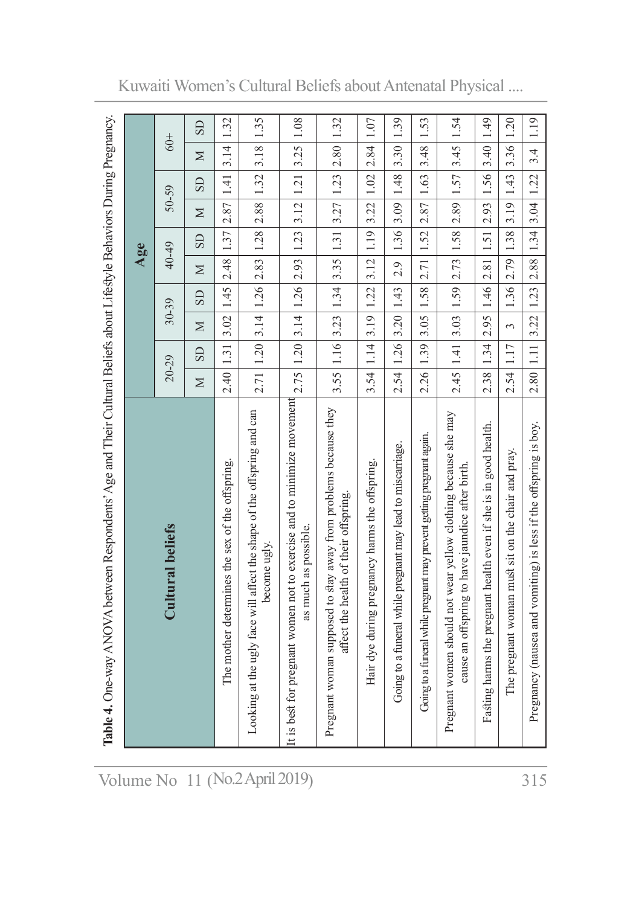**Table 4.** One-way ANOVA between Respondents' Age and Their Cultural Beliefs about Lifestyle Behaviors During Pregnancy.

| Cultural beliefs | Age | | | | | | | | | |
|---|---|---|---|---|---|---|---|---|---|---|
| | 20-29 | | 30-39 | | 40-49 | | 50-59 | | 60+ | |
| | M | SD | M | SD | M | SD | M | SD | M | SD |
| The mother determines the sex of the offspring. | 2.40 | 1.31 | 3.02 | 1.45 | 2.48 | 1.37 | 2.87 | 1.41 | 3.14 | 1.32 |
| Looking at the ugly face will affect the shape of the offspring and can become ugly. | 2.71 | 1.20 | 3.14 | 1.26 | 2.83 | 1.28 | 2.88 | 1.32 | 3.18 | 1.35 |
| It is best for pregnant women not to exercise and to minimize movement as much as possible. | 2.75 | 1.20 | 3.14 | 1.26 | 2.93 | 1.23 | 3.12 | 1.21 | 3.25 | 1.08 |
| Pregnant woman supposed to stay away from problems because they affect the health of their offspring. | 3.55 | 1.16 | 3.23 | 1.34 | 3.35 | 1.31 | 3.27 | 1.23 | 2.80 | 1.32 |
| Hair dye during pregnancy harms the offspring. | 3.54 | 1.14 | 3.19 | 1.22 | 3.12 | 1.19 | 3.22 | 1.02 | 2.84 | 1.07 |
| Going to a funeral while pregnant may lead to miscarriage. | 2.54 | 1.26 | 3.20 | 1.43 | 2.9 | 1.36 | 3.09 | 1.48 | 3.30 | 1.39 |
| Going to a funeral while pregnant may prevent getting pregnant again. | 2.26 | 1.39 | 3.05 | 1.58 | 2.71 | 1.52 | 2.87 | 1.63 | 3.48 | 1.53 |
| Pregnant women should not wear yellow clothing because she may cause an offspring to have jaundice after birth. | 2.45 | 1.41 | 3.03 | 1.59 | 2.73 | 1.58 | 2.89 | 1.57 | 3.45 | 1.54 |
| Fasting harms the pregnant health even if she is in good health. | 2.38 | 1.34 | 2.95 | 1.46 | 2.81 | 1.51 | 2.93 | 1.56 | 3.40 | 1.49 |
| The pregnant woman must sit on the chair and pray. | 2.54 | 1.17 | 3 | 1.36 | 2.79 | 1.38 | 3.19 | 1.43 | 3.36 | 1.20 |
| Pregnancy (nausea and vomiting) is less if the offspring is boy. | 2.80 | 1.11 | 3.22 | 1.23 | 2.88 | 1.34 | 3.04 | 1.22 | 3.4 | 1.19 |